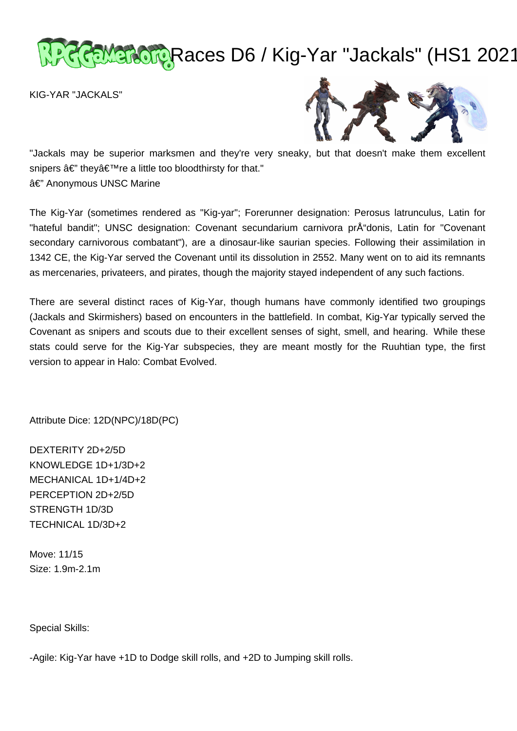# Races D6 / Kig-Yar "Jackals" (HS1 2021

KIG-YAR "JACKALS"

"Jackals may be superior marksmen and they're very sneaky, but that doesn't make them excellent snipers â€" theyâ€™re a little too bloodthirsty for that."
â€" Anonymous UNSC Marine

The Kig-Yar (sometimes rendered as "Kig-yar"; Forerunner designation: Perosus latrunculus, Latin for "hateful bandit"; UNSC designation: Covenant secundarium carnivora prÅ"donis, Latin for "Covenant secondary carnivorous combatant"), are a dinosaur-like saurian species. Following their assimilation in 1342 CE, the Kig-Yar served the Covenant until its dissolution in 2552. Many went on to aid its remnants as mercenaries, privateers, and pirates, though the majority stayed independent of any such factions.

There are several distinct races of Kig-Yar, though humans have commonly identified two groupings (Jackals and Skirmishers) based on encounters in the battlefield. In combat, Kig-Yar typically served the Covenant as snipers and scouts due to their excellent senses of sight, smell, and hearing. While these stats could serve for the Kig-Yar subspecies, they are meant mostly for the Ruuhtian type, the first version to appear in Halo: Combat Evolved.

Attribute Dice: 12D(NPC)/18D(PC)

DEXTERITY 2D+2/5D
KNOWLEDGE 1D+1/3D+2
MECHANICAL 1D+1/4D+2
PERCEPTION 2D+2/5D
STRENGTH 1D/3D
TECHNICAL 1D/3D+2

Move: 11/15
Size: 1.9m-2.1m

Special Skills:

-Agile: Kig-Yar have +1D to Dodge skill rolls, and +2D to Jumping skill rolls.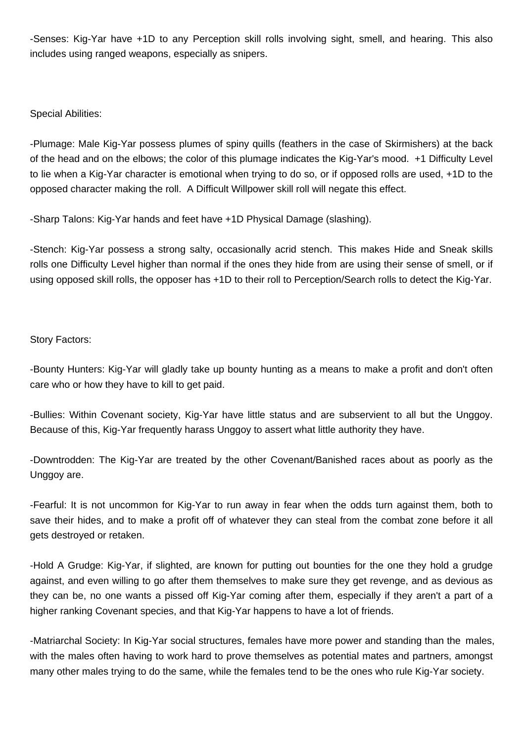-Senses: Kig-Yar have +1D to any Perception skill rolls involving sight, smell, and hearing. This also includes using ranged weapons, especially as snipers.

Special Abilities:

-Plumage: Male Kig-Yar possess plumes of spiny quills (feathers in the case of Skirmishers) at the back of the head and on the elbows; the color of this plumage indicates the Kig-Yar's mood. +1 Difficulty Level to lie when a Kig-Yar character is emotional when trying to do so, or if opposed rolls are used, +1D to the opposed character making the roll. A Difficult Willpower skill roll will negate this effect.

-Sharp Talons: Kig-Yar hands and feet have +1D Physical Damage (slashing).

-Stench: Kig-Yar possess a strong salty, occasionally acrid stench. This makes Hide and Sneak skills rolls one Difficulty Level higher than normal if the ones they hide from are using their sense of smell, or if using opposed skill rolls, the opposer has +1D to their roll to Perception/Search rolls to detect the Kig-Yar.

Story Factors:

-Bounty Hunters: Kig-Yar will gladly take up bounty hunting as a means to make a profit and don't often care who or how they have to kill to get paid.

-Bullies: Within Covenant society, Kig-Yar have little status and are subservient to all but the Unggoy. Because of this, Kig-Yar frequently harass Unggoy to assert what little authority they have.

-Downtrodden: The Kig-Yar are treated by the other Covenant/Banished races about as poorly as the Unggoy are.

-Fearful: It is not uncommon for Kig-Yar to run away in fear when the odds turn against them, both to save their hides, and to make a profit off of whatever they can steal from the combat zone before it all gets destroyed or retaken.

-Hold A Grudge: Kig-Yar, if slighted, are known for putting out bounties for the one they hold a grudge against, and even willing to go after them themselves to make sure they get revenge, and as devious as they can be, no one wants a pissed off Kig-Yar coming after them, especially if they aren't a part of a higher ranking Covenant species, and that Kig-Yar happens to have a lot of friends.

-Matriarchal Society: In Kig-Yar social structures, females have more power and standing than the males, with the males often having to work hard to prove themselves as potential mates and partners, amongst many other males trying to do the same, while the females tend to be the ones who rule Kig-Yar society.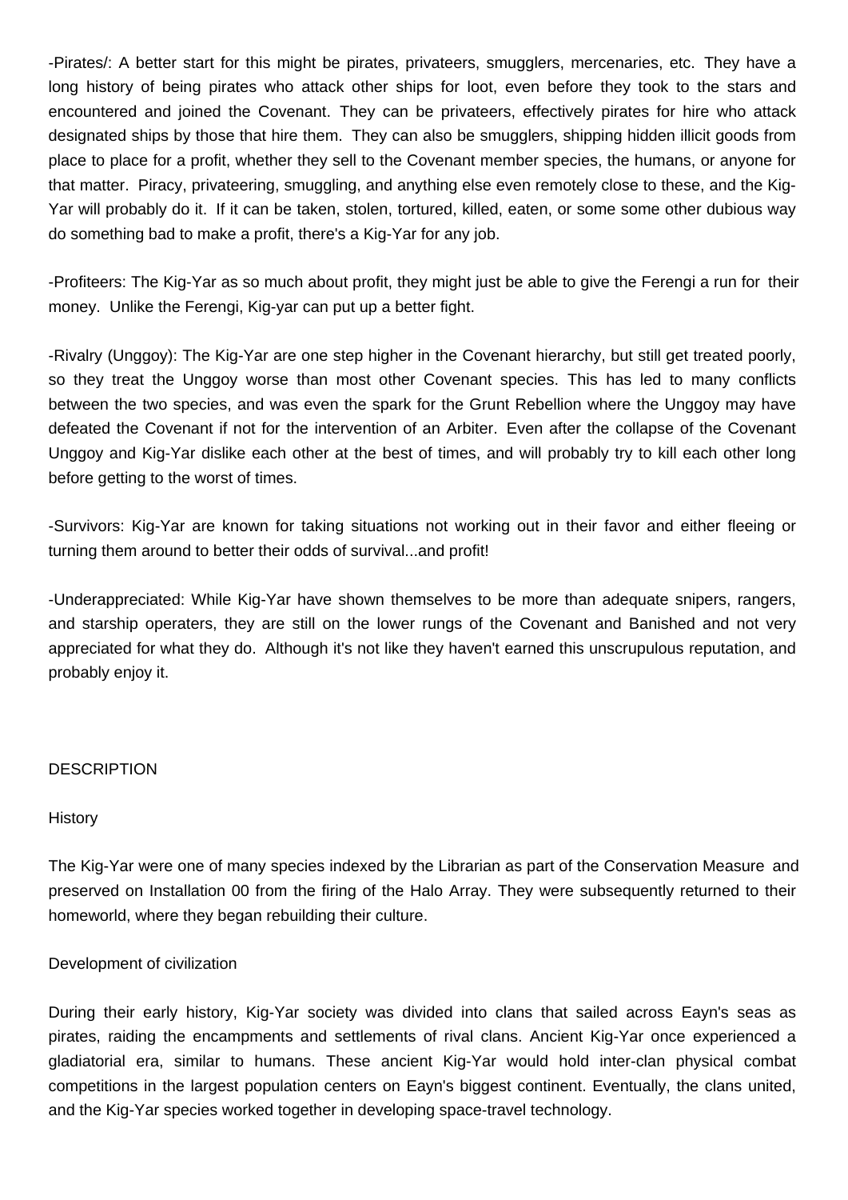-Pirates/: A better start for this might be pirates, privateers, smugglers, mercenaries, etc. They have a long history of being pirates who attack other ships for loot, even before they took to the stars and encountered and joined the Covenant. They can be privateers, effectively pirates for hire who attack designated ships by those that hire them. They can also be smugglers, shipping hidden illicit goods from place to place for a profit, whether they sell to the Covenant member species, the humans, or anyone for that matter. Piracy, privateering, smuggling, and anything else even remotely close to these, and the Kig-Yar will probably do it. If it can be taken, stolen, tortured, killed, eaten, or some some other dubious way do something bad to make a profit, there's a Kig-Yar for any job.

-Profiteers: The Kig-Yar as so much about profit, they might just be able to give the Ferengi a run for their money. Unlike the Ferengi, Kig-yar can put up a better fight.

-Rivalry (Unggoy): The Kig-Yar are one step higher in the Covenant hierarchy, but still get treated poorly, so they treat the Unggoy worse than most other Covenant species. This has led to many conflicts between the two species, and was even the spark for the Grunt Rebellion where the Unggoy may have defeated the Covenant if not for the intervention of an Arbiter. Even after the collapse of the Covenant Unggoy and Kig-Yar dislike each other at the best of times, and will probably try to kill each other long before getting to the worst of times.

-Survivors: Kig-Yar are known for taking situations not working out in their favor and either fleeing or turning them around to better their odds of survival...and profit!

-Underappreciated: While Kig-Yar have shown themselves to be more than adequate snipers, rangers, and starship operaters, they are still on the lower rungs of the Covenant and Banished and not very appreciated for what they do. Although it's not like they haven't earned this unscrupulous reputation, and probably enjoy it.

## DESCRIPTION

### History

The Kig-Yar were one of many species indexed by the Librarian as part of the Conservation Measure and preserved on Installation 00 from the firing of the Halo Array. They were subsequently returned to their homeworld, where they began rebuilding their culture.

### Development of civilization

During their early history, Kig-Yar society was divided into clans that sailed across Eayn's seas as pirates, raiding the encampments and settlements of rival clans. Ancient Kig-Yar once experienced a gladiatorial era, similar to humans. These ancient Kig-Yar would hold inter-clan physical combat competitions in the largest population centers on Eayn's biggest continent. Eventually, the clans united, and the Kig-Yar species worked together in developing space-travel technology.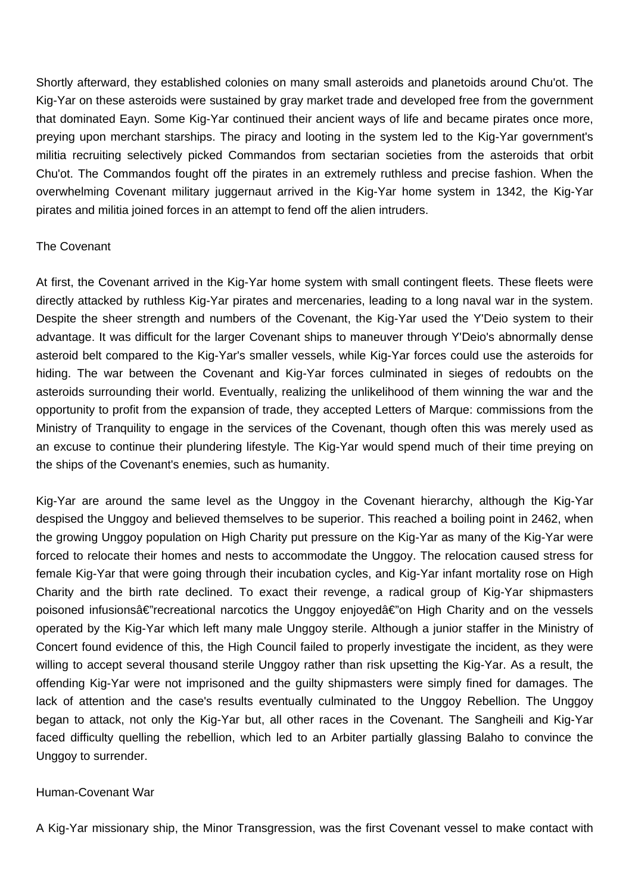Shortly afterward, they established colonies on many small asteroids and planetoids around Chu'ot. The Kig-Yar on these asteroids were sustained by gray market trade and developed free from the government that dominated Eayn. Some Kig-Yar continued their ancient ways of life and became pirates once more, preying upon merchant starships. The piracy and looting in the system led to the Kig-Yar government's militia recruiting selectively picked Commandos from sectarian societies from the asteroids that orbit Chu'ot. The Commandos fought off the pirates in an extremely ruthless and precise fashion. When the overwhelming Covenant military juggernaut arrived in the Kig-Yar home system in 1342, the Kig-Yar pirates and militia joined forces in an attempt to fend off the alien intruders.

## The Covenant

At first, the Covenant arrived in the Kig-Yar home system with small contingent fleets. These fleets were directly attacked by ruthless Kig-Yar pirates and mercenaries, leading to a long naval war in the system. Despite the sheer strength and numbers of the Covenant, the Kig-Yar used the Y'Deio system to their advantage. It was difficult for the larger Covenant ships to maneuver through Y'Deio's abnormally dense asteroid belt compared to the Kig-Yar's smaller vessels, while Kig-Yar forces could use the asteroids for hiding. The war between the Covenant and Kig-Yar forces culminated in sieges of redoubts on the asteroids surrounding their world. Eventually, realizing the unlikelihood of them winning the war and the opportunity to profit from the expansion of trade, they accepted Letters of Marque: commissions from the Ministry of Tranquility to engage in the services of the Covenant, though often this was merely used as an excuse to continue their plundering lifestyle. The Kig-Yar would spend much of their time preying on the ships of the Covenant's enemies, such as humanity.

Kig-Yar are around the same level as the Unggoy in the Covenant hierarchy, although the Kig-Yar despised the Unggoy and believed themselves to be superior. This reached a boiling point in 2462, when the growing Unggoy population on High Charity put pressure on the Kig-Yar as many of the Kig-Yar were forced to relocate their homes and nests to accommodate the Unggoy. The relocation caused stress for female Kig-Yar that were going through their incubation cycles, and Kig-Yar infant mortality rose on High Charity and the birth rate declined. To exact their revenge, a radical group of Kig-Yar shipmasters poisoned infusionsâ€"recreational narcotics the Unggoy enjoyedâ€"on High Charity and on the vessels operated by the Kig-Yar which left many male Unggoy sterile. Although a junior staffer in the Ministry of Concert found evidence of this, the High Council failed to properly investigate the incident, as they were willing to accept several thousand sterile Unggoy rather than risk upsetting the Kig-Yar. As a result, the offending Kig-Yar were not imprisoned and the guilty shipmasters were simply fined for damages. The lack of attention and the case's results eventually culminated to the Unggoy Rebellion. The Unggoy began to attack, not only the Kig-Yar but, all other races in the Covenant. The Sangheili and Kig-Yar faced difficulty quelling the rebellion, which led to an Arbiter partially glassing Balaho to convince the Unggoy to surrender.

## Human-Covenant War

A Kig-Yar missionary ship, the Minor Transgression, was the first Covenant vessel to make contact with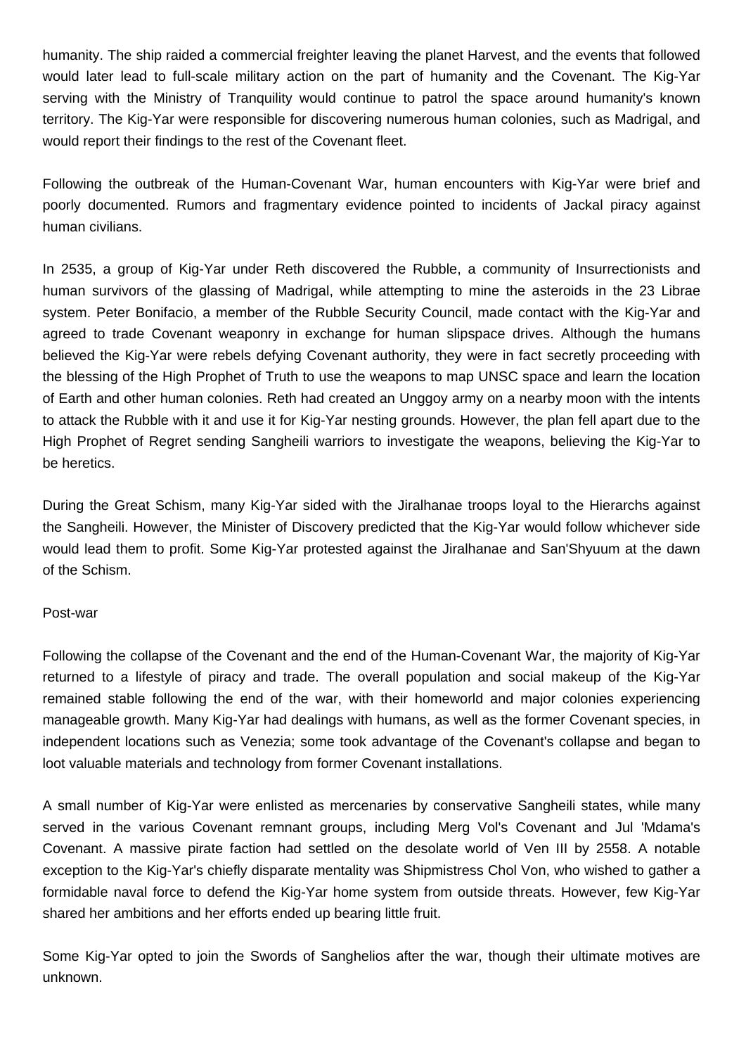humanity. The ship raided a commercial freighter leaving the planet Harvest, and the events that followed would later lead to full-scale military action on the part of humanity and the Covenant. The Kig-Yar serving with the Ministry of Tranquility would continue to patrol the space around humanity's known territory. The Kig-Yar were responsible for discovering numerous human colonies, such as Madrigal, and would report their findings to the rest of the Covenant fleet.

Following the outbreak of the Human-Covenant War, human encounters with Kig-Yar were brief and poorly documented. Rumors and fragmentary evidence pointed to incidents of Jackal piracy against human civilians.

In 2535, a group of Kig-Yar under Reth discovered the Rubble, a community of Insurrectionists and human survivors of the glassing of Madrigal, while attempting to mine the asteroids in the 23 Librae system. Peter Bonifacio, a member of the Rubble Security Council, made contact with the Kig-Yar and agreed to trade Covenant weaponry in exchange for human slipspace drives. Although the humans believed the Kig-Yar were rebels defying Covenant authority, they were in fact secretly proceeding with the blessing of the High Prophet of Truth to use the weapons to map UNSC space and learn the location of Earth and other human colonies. Reth had created an Unggoy army on a nearby moon with the intents to attack the Rubble with it and use it for Kig-Yar nesting grounds. However, the plan fell apart due to the High Prophet of Regret sending Sangheili warriors to investigate the weapons, believing the Kig-Yar to be heretics.

During the Great Schism, many Kig-Yar sided with the Jiralhanae troops loyal to the Hierarchs against the Sangheili. However, the Minister of Discovery predicted that the Kig-Yar would follow whichever side would lead them to profit. Some Kig-Yar protested against the Jiralhanae and San'Shyuum at the dawn of the Schism.

Post-war

Following the collapse of the Covenant and the end of the Human-Covenant War, the majority of Kig-Yar returned to a lifestyle of piracy and trade. The overall population and social makeup of the Kig-Yar remained stable following the end of the war, with their homeworld and major colonies experiencing manageable growth. Many Kig-Yar had dealings with humans, as well as the former Covenant species, in independent locations such as Venezia; some took advantage of the Covenant's collapse and began to loot valuable materials and technology from former Covenant installations.

A small number of Kig-Yar were enlisted as mercenaries by conservative Sangheili states, while many served in the various Covenant remnant groups, including Merg Vol's Covenant and Jul 'Mdama's Covenant. A massive pirate faction had settled on the desolate world of Ven III by 2558. A notable exception to the Kig-Yar's chiefly disparate mentality was Shipmistress Chol Von, who wished to gather a formidable naval force to defend the Kig-Yar home system from outside threats. However, few Kig-Yar shared her ambitions and her efforts ended up bearing little fruit.

Some Kig-Yar opted to join the Swords of Sanghelios after the war, though their ultimate motives are unknown.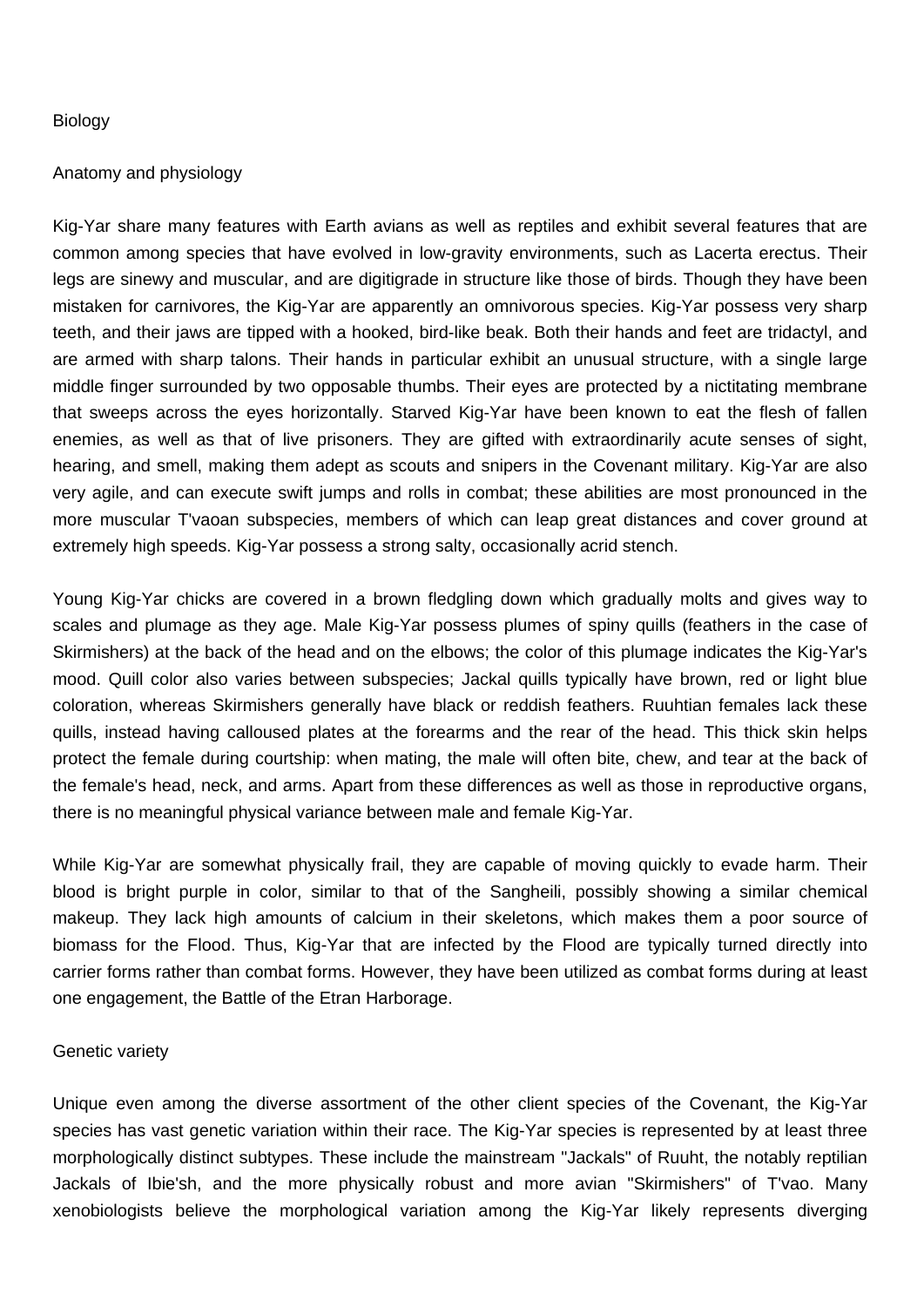## Biology

### Anatomy and physiology

Kig-Yar share many features with Earth avians as well as reptiles and exhibit several features that are common among species that have evolved in low-gravity environments, such as Lacerta erectus. Their legs are sinewy and muscular, and are digitigrade in structure like those of birds. Though they have been mistaken for carnivores, the Kig-Yar are apparently an omnivorous species. Kig-Yar possess very sharp teeth, and their jaws are tipped with a hooked, bird-like beak. Both their hands and feet are tridactyl, and are armed with sharp talons. Their hands in particular exhibit an unusual structure, with a single large middle finger surrounded by two opposable thumbs. Their eyes are protected by a nictitating membrane that sweeps across the eyes horizontally. Starved Kig-Yar have been known to eat the flesh of fallen enemies, as well as that of live prisoners. They are gifted with extraordinarily acute senses of sight, hearing, and smell, making them adept as scouts and snipers in the Covenant military. Kig-Yar are also very agile, and can execute swift jumps and rolls in combat; these abilities are most pronounced in the more muscular T'vaoan subspecies, members of which can leap great distances and cover ground at extremely high speeds. Kig-Yar possess a strong salty, occasionally acrid stench.

Young Kig-Yar chicks are covered in a brown fledgling down which gradually molts and gives way to scales and plumage as they age. Male Kig-Yar possess plumes of spiny quills (feathers in the case of Skirmishers) at the back of the head and on the elbows; the color of this plumage indicates the Kig-Yar's mood. Quill color also varies between subspecies; Jackal quills typically have brown, red or light blue coloration, whereas Skirmishers generally have black or reddish feathers. Ruuhtian females lack these quills, instead having calloused plates at the forearms and the rear of the head. This thick skin helps protect the female during courtship: when mating, the male will often bite, chew, and tear at the back of the female's head, neck, and arms. Apart from these differences as well as those in reproductive organs, there is no meaningful physical variance between male and female Kig-Yar.

While Kig-Yar are somewhat physically frail, they are capable of moving quickly to evade harm. Their blood is bright purple in color, similar to that of the Sangheili, possibly showing a similar chemical makeup. They lack high amounts of calcium in their skeletons, which makes them a poor source of biomass for the Flood. Thus, Kig-Yar that are infected by the Flood are typically turned directly into carrier forms rather than combat forms. However, they have been utilized as combat forms during at least one engagement, the Battle of the Etran Harborage.

### Genetic variety

Unique even among the diverse assortment of the other client species of the Covenant, the Kig-Yar species has vast genetic variation within their race. The Kig-Yar species is represented by at least three morphologically distinct subtypes. These include the mainstream "Jackals" of Ruuht, the notably reptilian Jackals of Ibie'sh, and the more physically robust and more avian "Skirmishers" of T'vao. Many xenobiologists believe the morphological variation among the Kig-Yar likely represents diverging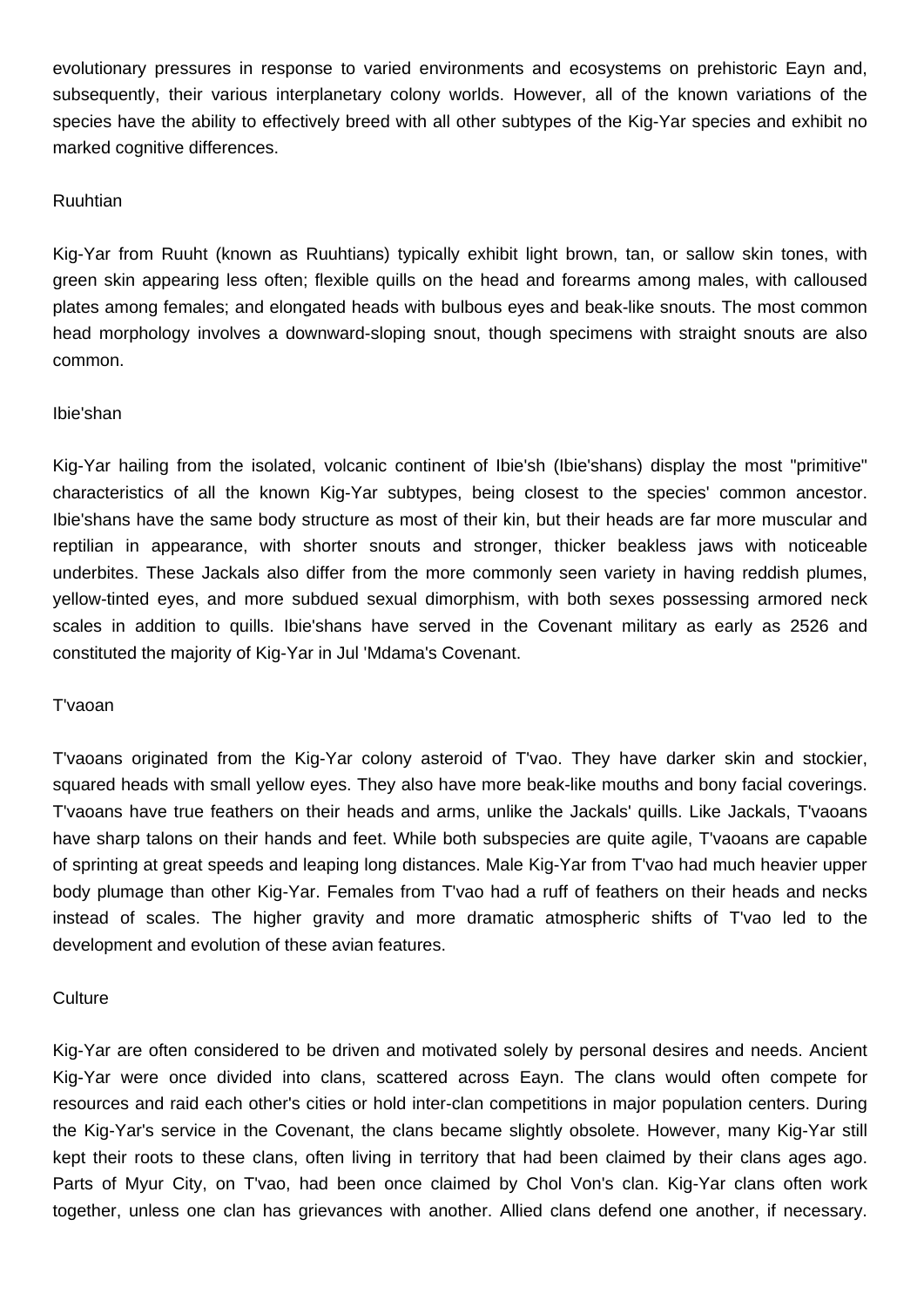evolutionary pressures in response to varied environments and ecosystems on prehistoric Eayn and, subsequently, their various interplanetary colony worlds. However, all of the known variations of the species have the ability to effectively breed with all other subtypes of the Kig-Yar species and exhibit no marked cognitive differences.

### Ruuhtian

Kig-Yar from Ruuht (known as Ruuhtians) typically exhibit light brown, tan, or sallow skin tones, with green skin appearing less often; flexible quills on the head and forearms among males, with calloused plates among females; and elongated heads with bulbous eyes and beak-like snouts. The most common head morphology involves a downward-sloping snout, though specimens with straight snouts are also common.

### Ibie'shan

Kig-Yar hailing from the isolated, volcanic continent of Ibie'sh (Ibie'shans) display the most "primitive" characteristics of all the known Kig-Yar subtypes, being closest to the species' common ancestor. Ibie'shans have the same body structure as most of their kin, but their heads are far more muscular and reptilian in appearance, with shorter snouts and stronger, thicker beakless jaws with noticeable underbites. These Jackals also differ from the more commonly seen variety in having reddish plumes, yellow-tinted eyes, and more subdued sexual dimorphism, with both sexes possessing armored neck scales in addition to quills. Ibie'shans have served in the Covenant military as early as 2526 and constituted the majority of Kig-Yar in Jul 'Mdama's Covenant.

### T'vaoan

T'vaoans originated from the Kig-Yar colony asteroid of T'vao. They have darker skin and stockier, squared heads with small yellow eyes. They also have more beak-like mouths and bony facial coverings. T'vaoans have true feathers on their heads and arms, unlike the Jackals' quills. Like Jackals, T'vaoans have sharp talons on their hands and feet. While both subspecies are quite agile, T'vaoans are capable of sprinting at great speeds and leaping long distances. Male Kig-Yar from T'vao had much heavier upper body plumage than other Kig-Yar. Females from T'vao had a ruff of feathers on their heads and necks instead of scales. The higher gravity and more dramatic atmospheric shifts of T'vao led to the development and evolution of these avian features.

## Culture

Kig-Yar are often considered to be driven and motivated solely by personal desires and needs. Ancient Kig-Yar were once divided into clans, scattered across Eayn. The clans would often compete for resources and raid each other's cities or hold inter-clan competitions in major population centers. During the Kig-Yar's service in the Covenant, the clans became slightly obsolete. However, many Kig-Yar still kept their roots to these clans, often living in territory that had been claimed by their clans ages ago. Parts of Myur City, on T'vao, had been once claimed by Chol Von's clan. Kig-Yar clans often work together, unless one clan has grievances with another. Allied clans defend one another, if necessary.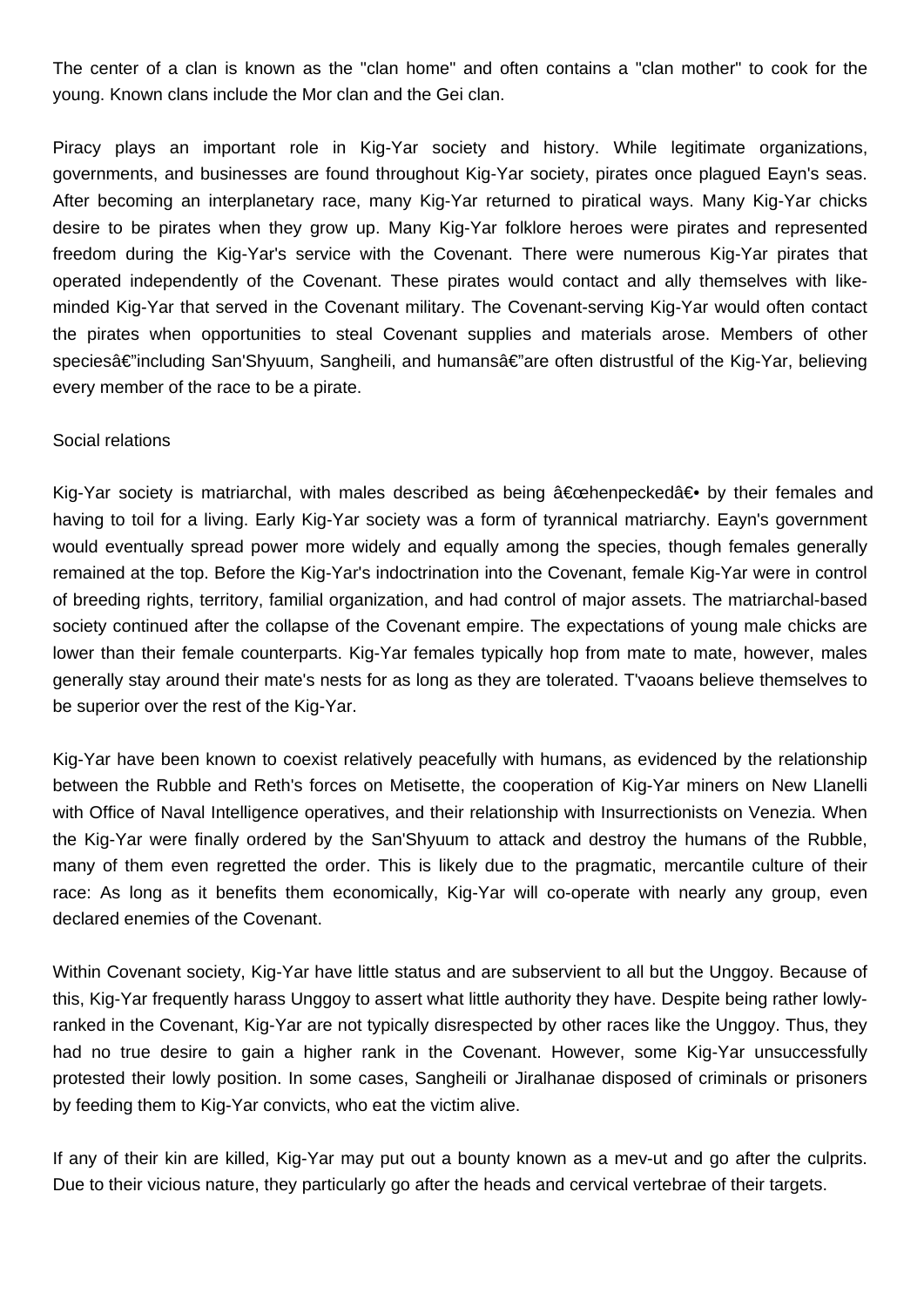The center of a clan is known as the "clan home" and often contains a "clan mother" to cook for the young. Known clans include the Mor clan and the Gei clan.

Piracy plays an important role in Kig-Yar society and history. While legitimate organizations, governments, and businesses are found throughout Kig-Yar society, pirates once plagued Eayn's seas. After becoming an interplanetary race, many Kig-Yar returned to piratical ways. Many Kig-Yar chicks desire to be pirates when they grow up. Many Kig-Yar folklore heroes were pirates and represented freedom during the Kig-Yar's service with the Covenant. There were numerous Kig-Yar pirates that operated independently of the Covenant. These pirates would contact and ally themselves with like-minded Kig-Yar that served in the Covenant military. The Covenant-serving Kig-Yar would often contact the pirates when opportunities to steal Covenant supplies and materials arose. Members of other speciesâ€"including San'Shyuum, Sangheili, and humansâ€"are often distrustful of the Kig-Yar, believing every member of the race to be a pirate.

## Social relations

Kig-Yar society is matriarchal, with males described as being â€œhenpeckedâ€• by their females and having to toil for a living. Early Kig-Yar society was a form of tyrannical matriarchy. Eayn's government would eventually spread power more widely and equally among the species, though females generally remained at the top. Before the Kig-Yar's indoctrination into the Covenant, female Kig-Yar were in control of breeding rights, territory, familial organization, and had control of major assets. The matriarchal-based society continued after the collapse of the Covenant empire. The expectations of young male chicks are lower than their female counterparts. Kig-Yar females typically hop from mate to mate, however, males generally stay around their mate's nests for as long as they are tolerated. T'vaoans believe themselves to be superior over the rest of the Kig-Yar.

Kig-Yar have been known to coexist relatively peacefully with humans, as evidenced by the relationship between the Rubble and Reth's forces on Metisette, the cooperation of Kig-Yar miners on New Llanelli with Office of Naval Intelligence operatives, and their relationship with Insurrectionists on Venezia. When the Kig-Yar were finally ordered by the San'Shyuum to attack and destroy the humans of the Rubble, many of them even regretted the order. This is likely due to the pragmatic, mercantile culture of their race: As long as it benefits them economically, Kig-Yar will co-operate with nearly any group, even declared enemies of the Covenant.

Within Covenant society, Kig-Yar have little status and are subservient to all but the Unggoy. Because of this, Kig-Yar frequently harass Unggoy to assert what little authority they have. Despite being rather lowly-ranked in the Covenant, Kig-Yar are not typically disrespected by other races like the Unggoy. Thus, they had no true desire to gain a higher rank in the Covenant. However, some Kig-Yar unsuccessfully protested their lowly position. In some cases, Sangheili or Jiralhanae disposed of criminals or prisoners by feeding them to Kig-Yar convicts, who eat the victim alive.

If any of their kin are killed, Kig-Yar may put out a bounty known as a mev-ut and go after the culprits. Due to their vicious nature, they particularly go after the heads and cervical vertebrae of their targets.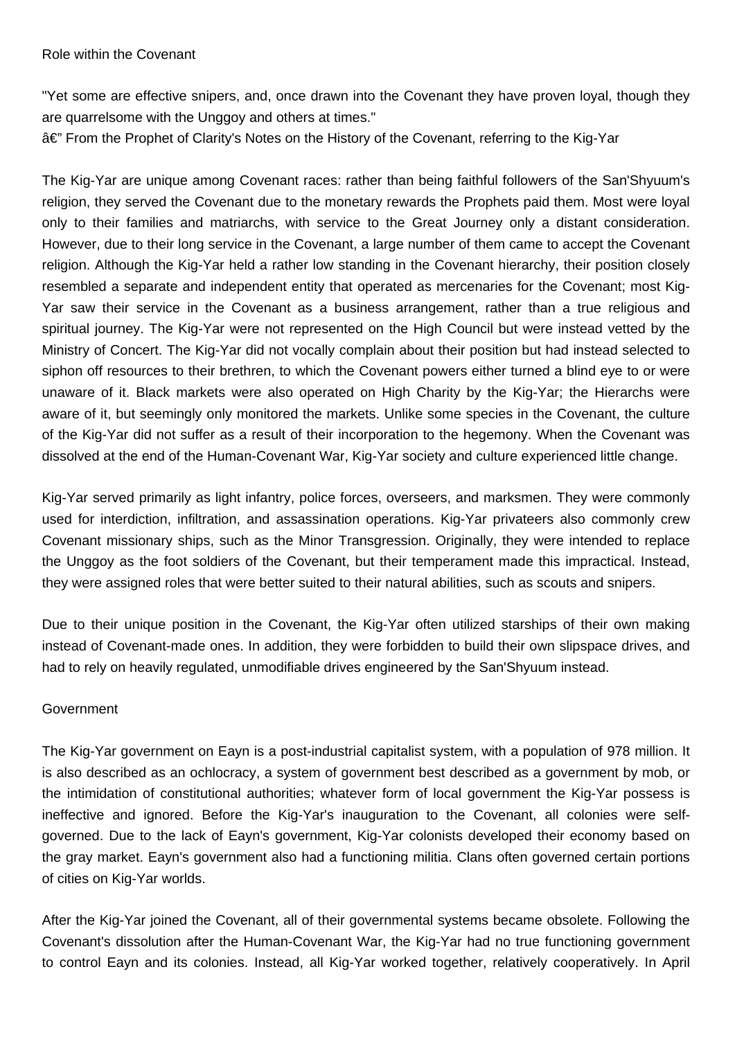## Role within the Covenant

"Yet some are effective snipers, and, once drawn into the Covenant they have proven loyal, though they are quarrelsome with the Unggoy and others at times."

â€” From the Prophet of Clarity's Notes on the History of the Covenant, referring to the Kig-Yar

The Kig-Yar are unique among Covenant races: rather than being faithful followers of the San'Shyuum's religion, they served the Covenant due to the monetary rewards the Prophets paid them. Most were loyal only to their families and matriarchs, with service to the Great Journey only a distant consideration. However, due to their long service in the Covenant, a large number of them came to accept the Covenant religion. Although the Kig-Yar held a rather low standing in the Covenant hierarchy, their position closely resembled a separate and independent entity that operated as mercenaries for the Covenant; most Kig-Yar saw their service in the Covenant as a business arrangement, rather than a true religious and spiritual journey. The Kig-Yar were not represented on the High Council but were instead vetted by the Ministry of Concert. The Kig-Yar did not vocally complain about their position but had instead selected to siphon off resources to their brethren, to which the Covenant powers either turned a blind eye to or were unaware of it. Black markets were also operated on High Charity by the Kig-Yar; the Hierarchs were aware of it, but seemingly only monitored the markets. Unlike some species in the Covenant, the culture of the Kig-Yar did not suffer as a result of their incorporation to the hegemony. When the Covenant was dissolved at the end of the Human-Covenant War, Kig-Yar society and culture experienced little change.

Kig-Yar served primarily as light infantry, police forces, overseers, and marksmen. They were commonly used for interdiction, infiltration, and assassination operations. Kig-Yar privateers also commonly crew Covenant missionary ships, such as the Minor Transgression. Originally, they were intended to replace the Unggoy as the foot soldiers of the Covenant, but their temperament made this impractical. Instead, they were assigned roles that were better suited to their natural abilities, such as scouts and snipers.

Due to their unique position in the Covenant, the Kig-Yar often utilized starships of their own making instead of Covenant-made ones. In addition, they were forbidden to build their own slipspace drives, and had to rely on heavily regulated, unmodifiable drives engineered by the San'Shyuum instead.

## Government

The Kig-Yar government on Eayn is a post-industrial capitalist system, with a population of 978 million. It is also described as an ochlocracy, a system of government best described as a government by mob, or the intimidation of constitutional authorities; whatever form of local government the Kig-Yar possess is ineffective and ignored. Before the Kig-Yar's inauguration to the Covenant, all colonies were self-governed. Due to the lack of Eayn's government, Kig-Yar colonists developed their economy based on the gray market. Eayn's government also had a functioning militia. Clans often governed certain portions of cities on Kig-Yar worlds.

After the Kig-Yar joined the Covenant, all of their governmental systems became obsolete. Following the Covenant's dissolution after the Human-Covenant War, the Kig-Yar had no true functioning government to control Eayn and its colonies. Instead, all Kig-Yar worked together, relatively cooperatively. In April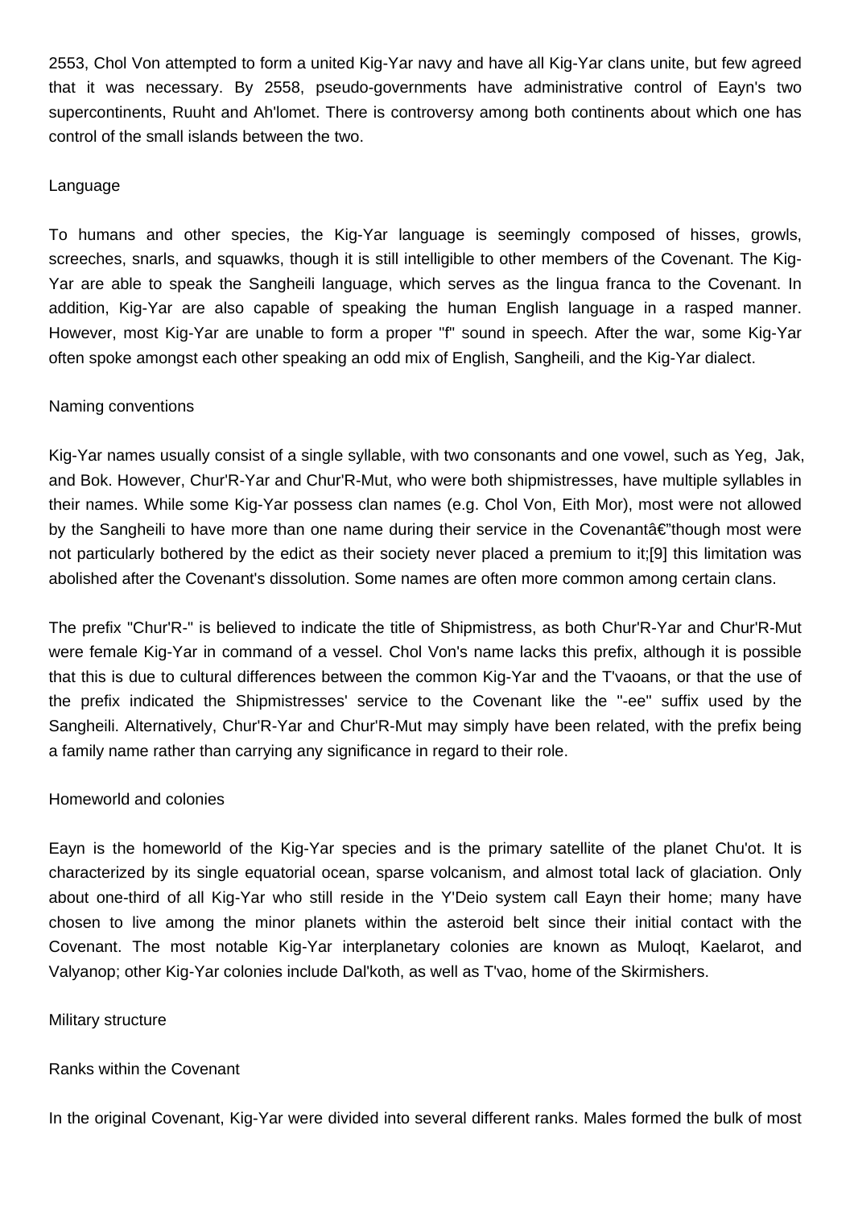2553, Chol Von attempted to form a united Kig-Yar navy and have all Kig-Yar clans unite, but few agreed that it was necessary. By 2558, pseudo-governments have administrative control of Eayn's two supercontinents, Ruuht and Ah'lomet. There is controversy among both continents about which one has control of the small islands between the two.

## Language

To humans and other species, the Kig-Yar language is seemingly composed of hisses, growls, screeches, snarls, and squawks, though it is still intelligible to other members of the Covenant. The Kig-Yar are able to speak the Sangheili language, which serves as the lingua franca to the Covenant. In addition, Kig-Yar are also capable of speaking the human English language in a rasped manner. However, most Kig-Yar are unable to form a proper "f" sound in speech. After the war, some Kig-Yar often spoke amongst each other speaking an odd mix of English, Sangheili, and the Kig-Yar dialect.

## Naming conventions

Kig-Yar names usually consist of a single syllable, with two consonants and one vowel, such as Yeg, Jak, and Bok. However, Chur'R-Yar and Chur'R-Mut, who were both shipmistresses, have multiple syllables in their names. While some Kig-Yar possess clan names (e.g. Chol Von, Eith Mor), most were not allowed by the Sangheili to have more than one name during their service in the Covenantâ€"though most were not particularly bothered by the edict as their society never placed a premium to it;[9] this limitation was abolished after the Covenant's dissolution. Some names are often more common among certain clans.

The prefix "Chur'R-" is believed to indicate the title of Shipmistress, as both Chur'R-Yar and Chur'R-Mut were female Kig-Yar in command of a vessel. Chol Von's name lacks this prefix, although it is possible that this is due to cultural differences between the common Kig-Yar and the T'vaoans, or that the use of the prefix indicated the Shipmistresses' service to the Covenant like the "-ee" suffix used by the Sangheili. Alternatively, Chur'R-Yar and Chur'R-Mut may simply have been related, with the prefix being a family name rather than carrying any significance in regard to their role.

## Homeworld and colonies

Eayn is the homeworld of the Kig-Yar species and is the primary satellite of the planet Chu'ot. It is characterized by its single equatorial ocean, sparse volcanism, and almost total lack of glaciation. Only about one-third of all Kig-Yar who still reside in the Y'Deio system call Eayn their home; many have chosen to live among the minor planets within the asteroid belt since their initial contact with the Covenant. The most notable Kig-Yar interplanetary colonies are known as Muloqt, Kaelarot, and Valyanop; other Kig-Yar colonies include Dal'koth, as well as T'vao, home of the Skirmishers.

## Military structure

### Ranks within the Covenant

In the original Covenant, Kig-Yar were divided into several different ranks. Males formed the bulk of most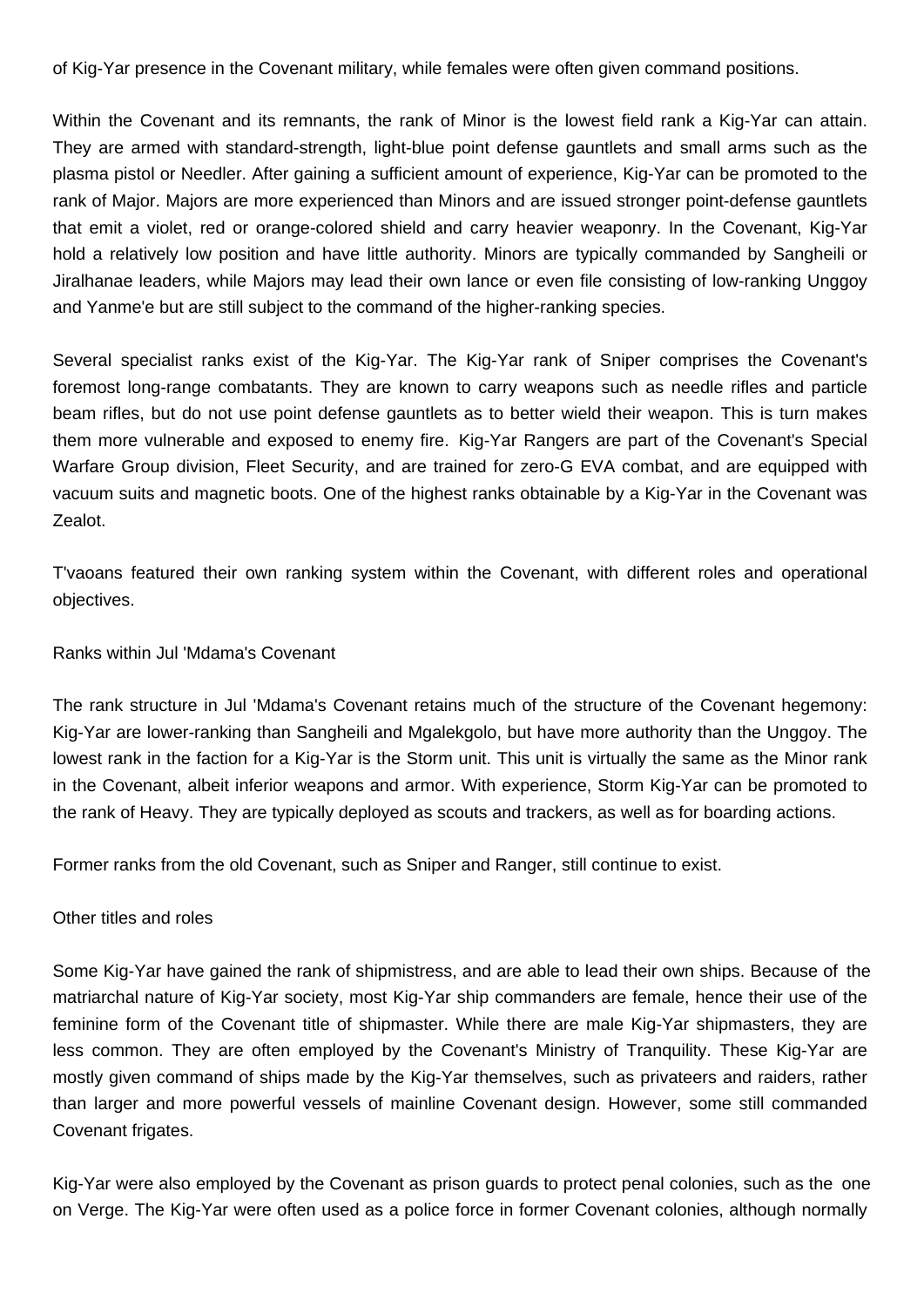of Kig-Yar presence in the Covenant military, while females were often given command positions.

Within the Covenant and its remnants, the rank of Minor is the lowest field rank a Kig-Yar can attain. They are armed with standard-strength, light-blue point defense gauntlets and small arms such as the plasma pistol or Needler. After gaining a sufficient amount of experience, Kig-Yar can be promoted to the rank of Major. Majors are more experienced than Minors and are issued stronger point-defense gauntlets that emit a violet, red or orange-colored shield and carry heavier weaponry. In the Covenant, Kig-Yar hold a relatively low position and have little authority. Minors are typically commanded by Sangheili or Jiralhanae leaders, while Majors may lead their own lance or even file consisting of low-ranking Unggoy and Yanme'e but are still subject to the command of the higher-ranking species.

Several specialist ranks exist of the Kig-Yar. The Kig-Yar rank of Sniper comprises the Covenant's foremost long-range combatants. They are known to carry weapons such as needle rifles and particle beam rifles, but do not use point defense gauntlets as to better wield their weapon. This is turn makes them more vulnerable and exposed to enemy fire. Kig-Yar Rangers are part of the Covenant's Special Warfare Group division, Fleet Security, and are trained for zero-G EVA combat, and are equipped with vacuum suits and magnetic boots. One of the highest ranks obtainable by a Kig-Yar in the Covenant was Zealot.

T'vaoans featured their own ranking system within the Covenant, with different roles and operational objectives.

Ranks within Jul 'Mdama's Covenant

The rank structure in Jul 'Mdama's Covenant retains much of the structure of the Covenant hegemony: Kig-Yar are lower-ranking than Sangheili and Mgalekgolo, but have more authority than the Unggoy. The lowest rank in the faction for a Kig-Yar is the Storm unit. This unit is virtually the same as the Minor rank in the Covenant, albeit inferior weapons and armor. With experience, Storm Kig-Yar can be promoted to the rank of Heavy. They are typically deployed as scouts and trackers, as well as for boarding actions.

Former ranks from the old Covenant, such as Sniper and Ranger, still continue to exist.

Other titles and roles

Some Kig-Yar have gained the rank of shipmistress, and are able to lead their own ships. Because of the matriarchal nature of Kig-Yar society, most Kig-Yar ship commanders are female, hence their use of the feminine form of the Covenant title of shipmaster. While there are male Kig-Yar shipmasters, they are less common. They are often employed by the Covenant's Ministry of Tranquility. These Kig-Yar are mostly given command of ships made by the Kig-Yar themselves, such as privateers and raiders, rather than larger and more powerful vessels of mainline Covenant design. However, some still commanded Covenant frigates.

Kig-Yar were also employed by the Covenant as prison guards to protect penal colonies, such as the one on Verge. The Kig-Yar were often used as a police force in former Covenant colonies, although normally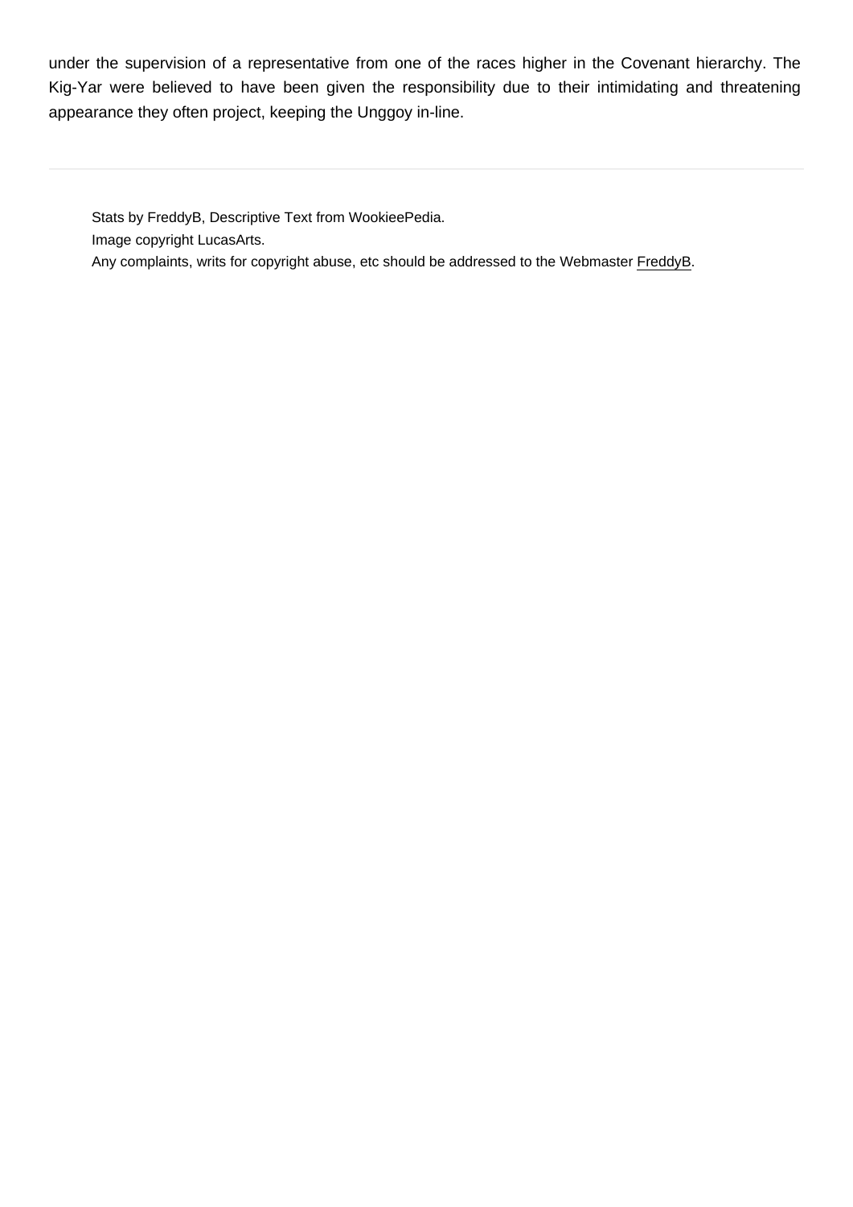under the supervision of a representative from one of the races higher in the Covenant hierarchy. The Kig-Yar were believed to have been given the responsibility due to their intimidating and threatening appearance they often project, keeping the Unggoy in-line.

---

Stats by FreddyB, Descriptive Text from WookieePedia.

Image copyright LucasArts.

Any complaints, writs for copyright abuse, etc should be addressed to the Webmaster FreddyB.